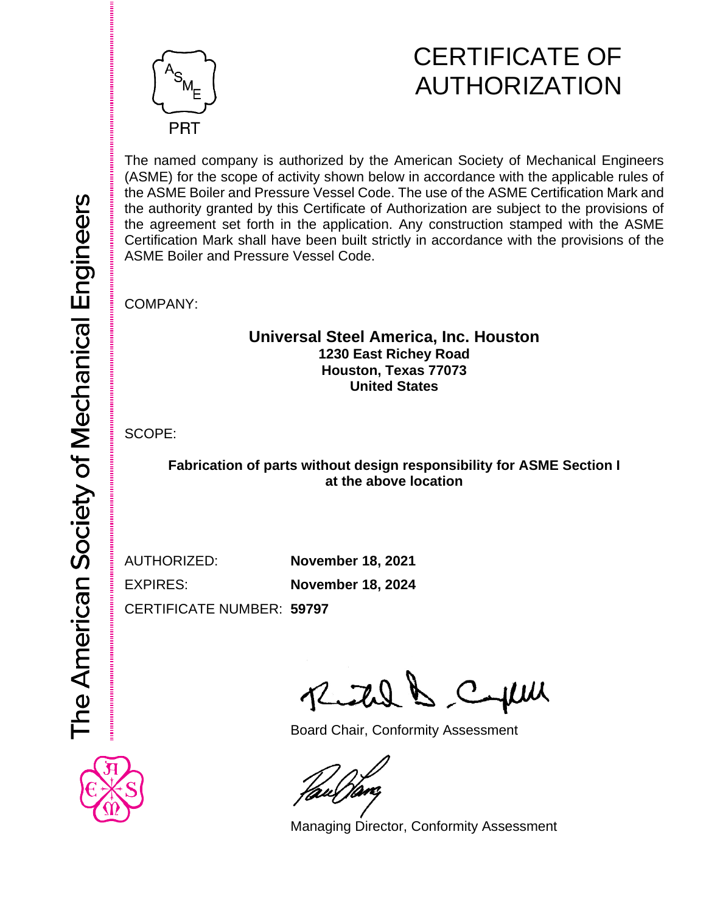# CERTIFICATE OF AUTHORIZATION

PRT

The American Society of Mechanical Engineers

The named company is authorized by the American Society of Mechanical Engineers (ASME) for the scope of activity shown below in accordance with the applicable rules of the ASME Boiler and Pressure Vessel Code. The use of the ASME Certification Mark and the authority granted by this Certificate of Authorization are subject to the provisions of the agreement set forth in the application. Any construction stamped with the ASME Certification Mark shall have been built strictly in accordance with the provisions of the ASME Boiler and Pressure Vessel Code.

COMPANY:

**Universal Steel America, Inc. Houston**
**1230 East Richey Road**
**Houston, Texas 77073**
**United States**

SCOPE:

**Fabrication of parts without design responsibility for ASME Section I at the above location**

AUTHORIZED: **November 18, 2021**

EXPIRES: **November 18, 2024**

CERTIFICATE NUMBER: **59797**

Board Chair, Conformity Assessment

Managing Director, Conformity Assessment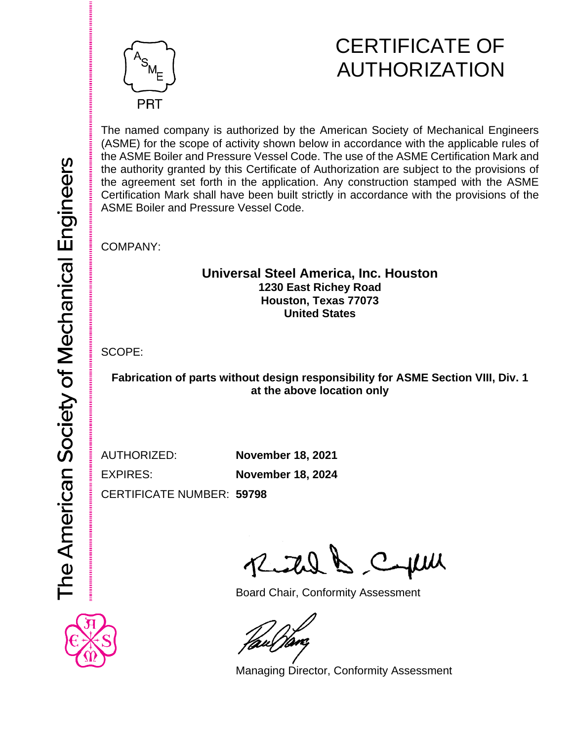PRT

# CERTIFICATE OF AUTHORIZATION

The American Society of Mechanical Engineers

The named company is authorized by the American Society of Mechanical Engineers (ASME) for the scope of activity shown below in accordance with the applicable rules of the ASME Boiler and Pressure Vessel Code. The use of the ASME Certification Mark and the authority granted by this Certificate of Authorization are subject to the provisions of the agreement set forth in the application. Any construction stamped with the ASME Certification Mark shall have been built strictly in accordance with the provisions of the ASME Boiler and Pressure Vessel Code.

COMPANY:

**Universal Steel America, Inc. Houston**
**1230 East Richey Road**
**Houston, Texas 77073**
**United States**

SCOPE:

**Fabrication of parts without design responsibility for ASME Section VIII, Div. 1 at the above location only**

AUTHORIZED: **November 18, 2021**

EXPIRES: **November 18, 2024**

CERTIFICATE NUMBER: **59798**

Board Chair, Conformity Assessment

Managing Director, Conformity Assessment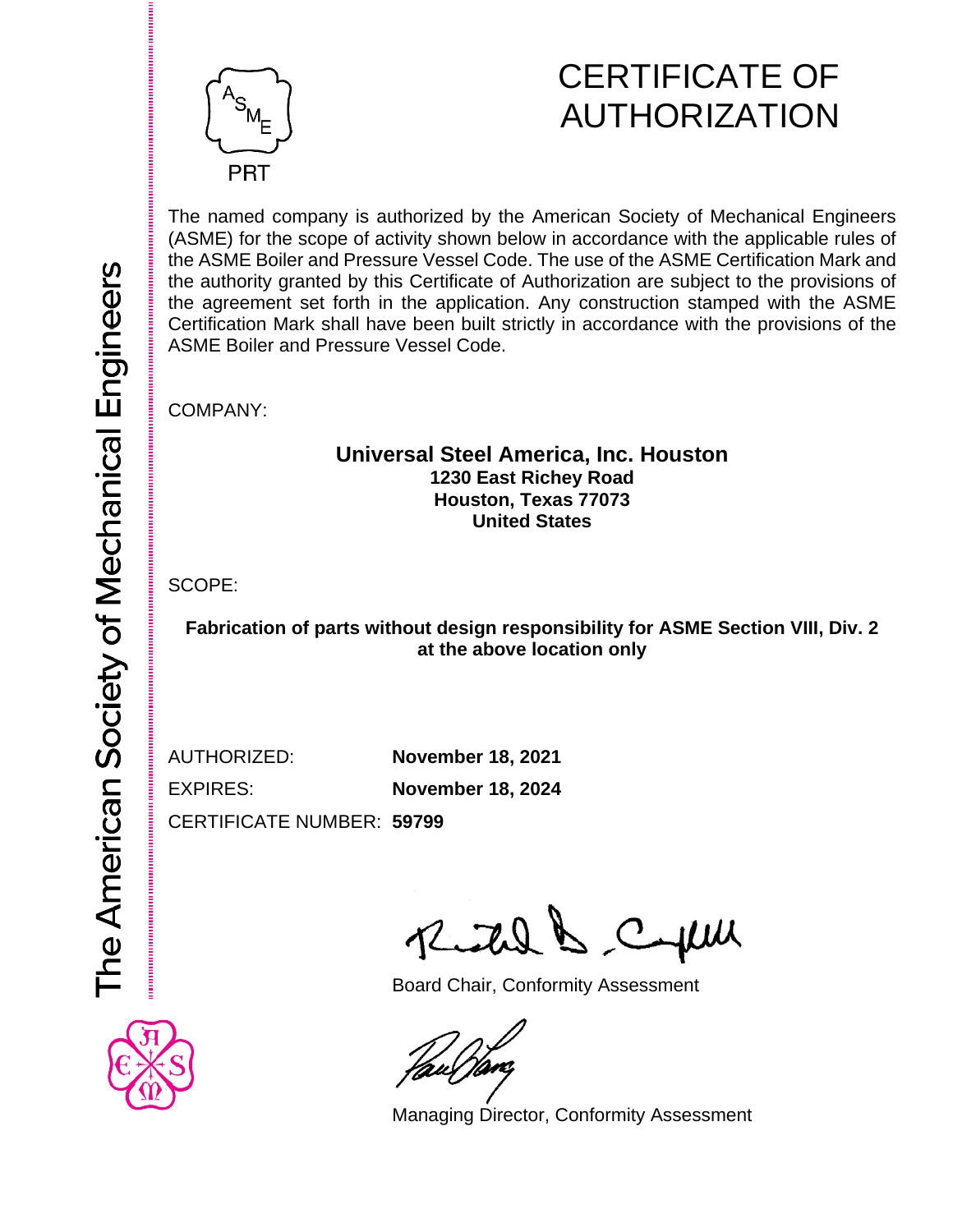ASME

PRT

# CERTIFICATE OF AUTHORIZATION

The American Society of Mechanical Engineers

The named company is authorized by the American Society of Mechanical Engineers (ASME) for the scope of activity shown below in accordance with the applicable rules of the ASME Boiler and Pressure Vessel Code. The use of the ASME Certification Mark and the authority granted by this Certificate of Authorization are subject to the provisions of the agreement set forth in the application. Any construction stamped with the ASME Certification Mark shall have been built strictly in accordance with the provisions of the ASME Boiler and Pressure Vessel Code.

COMPANY:

**Universal Steel America, Inc. Houston**
**1230 East Richey Road**
**Houston, Texas 77073**
**United States**

SCOPE:

**Fabrication of parts without design responsibility for ASME Section VIII, Div. 2 at the above location only**

AUTHORIZED: **November 18, 2021**

EXPIRES: **November 18, 2024**

CERTIFICATE NUMBER: **59799**

Board Chair, Conformity Assessment

Managing Director, Conformity Assessment